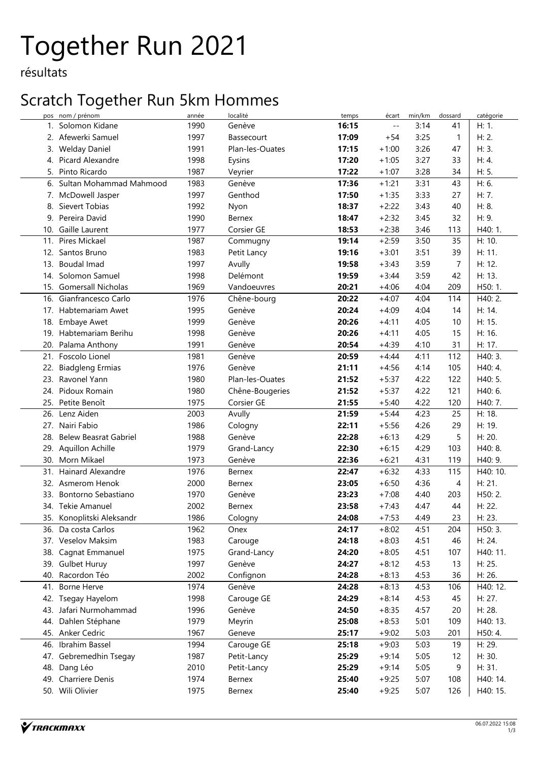# Together Run 2021

résultats

## Scratch Together Run 5km Hommes

| pos | nom / prénom | année | localité | temps | écart | min/km | dossard | catégorie |
|---|---|---|---|---|---|---|---|---|
| 1. | Solomon Kidane | 1990 | Genève | **16:15** | -- | 3:14 | 41 | H: 1. |
| 2. | Afewerki Samuel | 1997 | Bassecourt | **17:09** | +54 | 3:25 | 1 | H: 2. |
| 3. | Welday Daniel | 1991 | Plan-les-Ouates | **17:15** | +1:00 | 3:26 | 47 | H: 3. |
| 4. | Picard Alexandre | 1998 | Eysins | **17:20** | +1:05 | 3:27 | 33 | H: 4. |
| 5. | Pinto Ricardo | 1987 | Veyrier | **17:22** | +1:07 | 3:28 | 34 | H: 5. |
| 6. | Sultan Mohammad Mahmood | 1983 | Genève | **17:36** | +1:21 | 3:31 | 43 | H: 6. |
| 7. | McDowell Jasper | 1997 | Genthod | **17:50** | +1:35 | 3:33 | 27 | H: 7. |
| 8. | Sievert Tobias | 1992 | Nyon | **18:37** | +2:22 | 3:43 | 40 | H: 8. |
| 9. | Pereira David | 1990 | Bernex | **18:47** | +2:32 | 3:45 | 32 | H: 9. |
| 10. | Gaille Laurent | 1977 | Corsier GE | **18:53** | +2:38 | 3:46 | 113 | H40: 1. |
| 11. | Pires Mickael | 1987 | Commugny | **19:14** | +2:59 | 3:50 | 35 | H: 10. |
| 12. | Santos Bruno | 1983 | Petit Lancy | **19:16** | +3:01 | 3:51 | 39 | H: 11. |
| 13. | Boudal Imad | 1997 | Avully | **19:58** | +3:43 | 3:59 | 7 | H: 12. |
| 14. | Solomon Samuel | 1998 | Delémont | **19:59** | +3:44 | 3:59 | 42 | H: 13. |
| 15. | Gomersall Nicholas | 1969 | Vandoeuvres | **20:21** | +4:06 | 4:04 | 209 | H50: 1. |
| 16. | Gianfrancesco Carlo | 1976 | Chêne-bourg | **20:22** | +4:07 | 4:04 | 114 | H40: 2. |
| 17. | Habtemariam Awet | 1995 | Genève | **20:24** | +4:09 | 4:04 | 14 | H: 14. |
| 18. | Embaye Awet | 1999 | Genève | **20:26** | +4:11 | 4:05 | 10 | H: 15. |
| 19. | Habtemariam Berihu | 1998 | Genève | **20:26** | +4:11 | 4:05 | 15 | H: 16. |
| 20. | Palama Anthony | 1991 | Genève | **20:54** | +4:39 | 4:10 | 31 | H: 17. |
| 21. | Foscolo Lionel | 1981 | Genève | **20:59** | +4:44 | 4:11 | 112 | H40: 3. |
| 22. | Biadgleng Ermias | 1976 | Genève | **21:11** | +4:56 | 4:14 | 105 | H40: 4. |
| 23. | Ravonel Yann | 1980 | Plan-les-Ouates | **21:52** | +5:37 | 4:22 | 122 | H40: 5. |
| 24. | Pidoux Romain | 1980 | Chêne-Bougeries | **21:52** | +5:37 | 4:22 | 121 | H40: 6. |
| 25. | Petite Benoît | 1975 | Corsier GE | **21:55** | +5:40 | 4:22 | 120 | H40: 7. |
| 26. | Lenz Aiden | 2003 | Avully | **21:59** | +5:44 | 4:23 | 25 | H: 18. |
| 27. | Nairi Fabio | 1986 | Cologny | **22:11** | +5:56 | 4:26 | 29 | H: 19. |
| 28. | Belew Beasrat Gabriel | 1988 | Genève | **22:28** | +6:13 | 4:29 | 5 | H: 20. |
| 29. | Aquillon Achille | 1979 | Grand-Lancy | **22:30** | +6:15 | 4:29 | 103 | H40: 8. |
| 30. | Morn Mikael | 1973 | Genève | **22:36** | +6:21 | 4:31 | 119 | H40: 9. |
| 31. | Hainard Alexandre | 1976 | Bernex | **22:47** | +6:32 | 4:33 | 115 | H40: 10. |
| 32. | Asmerom Henok | 2000 | Bernex | **23:05** | +6:50 | 4:36 | 4 | H: 21. |
| 33. | Bontorno Sebastiano | 1970 | Genève | **23:23** | +7:08 | 4:40 | 203 | H50: 2. |
| 34. | Tekie Amanuel | 2002 | Bernex | **23:58** | +7:43 | 4:47 | 44 | H: 22. |
| 35. | Konoplitski Aleksandr | 1986 | Cologny | **24:08** | +7:53 | 4:49 | 23 | H: 23. |
| 36. | Da costa Carlos | 1962 | Onex | **24:17** | +8:02 | 4:51 | 204 | H50: 3. |
| 37. | Veselov Maksim | 1983 | Carouge | **24:18** | +8:03 | 4:51 | 46 | H: 24. |
| 38. | Cagnat Emmanuel | 1975 | Grand-Lancy | **24:20** | +8:05 | 4:51 | 107 | H40: 11. |
| 39. | Gulbet Huruy | 1997 | Genève | **24:27** | +8:12 | 4:53 | 13 | H: 25. |
| 40. | Racordon Téo | 2002 | Confignon | **24:28** | +8:13 | 4:53 | 36 | H: 26. |
| 41. | Borne Herve | 1974 | Genève | **24:28** | +8:13 | 4:53 | 106 | H40: 12. |
| 42. | Tsegay Hayelom | 1998 | Carouge GE | **24:29** | +8:14 | 4:53 | 45 | H: 27. |
| 43. | Jafari Nurmohammad | 1996 | Genève | **24:50** | +8:35 | 4:57 | 20 | H: 28. |
| 44. | Dahlen Stéphane | 1979 | Meyrin | **25:08** | +8:53 | 5:01 | 109 | H40: 13. |
| 45. | Anker Cedric | 1967 | Geneve | **25:17** | +9:02 | 5:03 | 201 | H50: 4. |
| 46. | Ibrahim Bassel | 1994 | Carouge GE | **25:18** | +9:03 | 5:03 | 19 | H: 29. |
| 47. | Gebremedhin Tsegay | 1987 | Petit-Lancy | **25:29** | +9:14 | 5:05 | 12 | H: 30. |
| 48. | Dang Léo | 2010 | Petit-Lancy | **25:29** | +9:14 | 5:05 | 9 | H: 31. |
| 49. | Charriere Denis | 1974 | Bernex | **25:40** | +9:25 | 5:07 | 108 | H40: 14. |
| 50. | Wili Olivier | 1975 | Bernex | **25:40** | +9:25 | 5:07 | 126 | H40: 15. |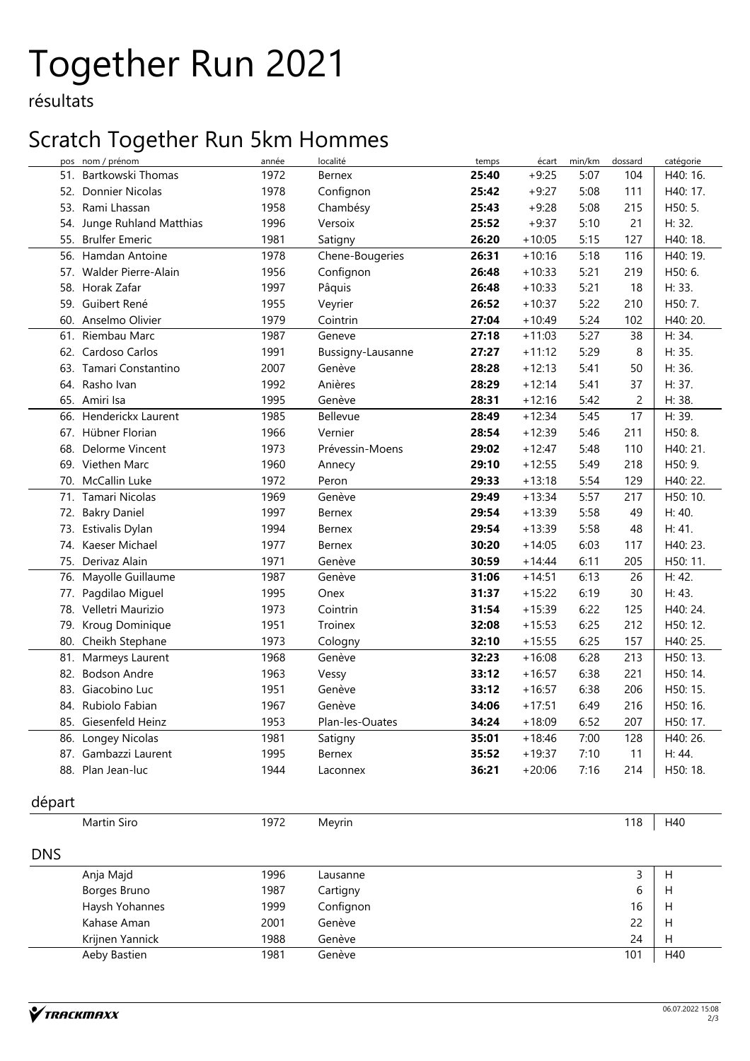# Together Run 2021

résultats

## Scratch Together Run 5km Hommes

| pos | nom / prénom | année | localité | temps | écart | min/km | dossard | catégorie |
|---|---|---|---|---|---|---|---|---|
| 51. | Bartkowski Thomas | 1972 | Bernex | **25:40** | +9:25 | 5:07 | 104 | H40: 16. |
| 52. | Donnier Nicolas | 1978 | Confignon | **25:42** | +9:27 | 5:08 | 111 | H40: 17. |
| 53. | Rami Lhassan | 1958 | Chambésy | **25:43** | +9:28 | 5:08 | 215 | H50: 5. |
| 54. | Junge Ruhland Matthias | 1996 | Versoix | **25:52** | +9:37 | 5:10 | 21 | H: 32. |
| 55. | Brulfer Emeric | 1981 | Satigny | **26:20** | +10:05 | 5:15 | 127 | H40: 18. |
| 56. | Hamdan Antoine | 1978 | Chene-Bougeries | **26:31** | +10:16 | 5:18 | 116 | H40: 19. |
| 57. | Walder Pierre-Alain | 1956 | Confignon | **26:48** | +10:33 | 5:21 | 219 | H50: 6. |
| 58. | Horak Zafar | 1997 | Pâquis | **26:48** | +10:33 | 5:21 | 18 | H: 33. |
| 59. | Guibert René | 1955 | Veyrier | **26:52** | +10:37 | 5:22 | 210 | H50: 7. |
| 60. | Anselmo Olivier | 1979 | Cointrin | **27:04** | +10:49 | 5:24 | 102 | H40: 20. |
| 61. | Riembau Marc | 1987 | Geneve | **27:18** | +11:03 | 5:27 | 38 | H: 34. |
| 62. | Cardoso Carlos | 1991 | Bussigny-Lausanne | **27:27** | +11:12 | 5:29 | 8 | H: 35. |
| 63. | Tamari Constantino | 2007 | Genève | **28:28** | +12:13 | 5:41 | 50 | H: 36. |
| 64. | Rasho Ivan | 1992 | Anières | **28:29** | +12:14 | 5:41 | 37 | H: 37. |
| 65. | Amiri Isa | 1995 | Genève | **28:31** | +12:16 | 5:42 | 2 | H: 38. |
| 66. | Henderickx Laurent | 1985 | Bellevue | **28:49** | +12:34 | 5:45 | 17 | H: 39. |
| 67. | Hübner Florian | 1966 | Vernier | **28:54** | +12:39 | 5:46 | 211 | H50: 8. |
| 68. | Delorme Vincent | 1973 | Prévessin-Moens | **29:02** | +12:47 | 5:48 | 110 | H40: 21. |
| 69. | Viethen Marc | 1960 | Annecy | **29:10** | +12:55 | 5:49 | 218 | H50: 9. |
| 70. | McCallin Luke | 1972 | Peron | **29:33** | +13:18 | 5:54 | 129 | H40: 22. |
| 71. | Tamari Nicolas | 1969 | Genève | **29:49** | +13:34 | 5:57 | 217 | H50: 10. |
| 72. | Bakry Daniel | 1997 | Bernex | **29:54** | +13:39 | 5:58 | 49 | H: 40. |
| 73. | Estivalis Dylan | 1994 | Bernex | **29:54** | +13:39 | 5:58 | 48 | H: 41. |
| 74. | Kaeser Michael | 1977 | Bernex | **30:20** | +14:05 | 6:03 | 117 | H40: 23. |
| 75. | Derivaz Alain | 1971 | Genève | **30:59** | +14:44 | 6:11 | 205 | H50: 11. |
| 76. | Mayolle Guillaume | 1987 | Genève | **31:06** | +14:51 | 6:13 | 26 | H: 42. |
| 77. | Pagdilao Miguel | 1995 | Onex | **31:37** | +15:22 | 6:19 | 30 | H: 43. |
| 78. | Velletri Maurizio | 1973 | Cointrin | **31:54** | +15:39 | 6:22 | 125 | H40: 24. |
| 79. | Kroug Dominique | 1951 | Troinex | **32:08** | +15:53 | 6:25 | 212 | H50: 12. |
| 80. | Cheikh Stephane | 1973 | Cologny | **32:10** | +15:55 | 6:25 | 157 | H40: 25. |
| 81. | Marmeys Laurent | 1968 | Genève | **32:23** | +16:08 | 6:28 | 213 | H50: 13. |
| 82. | Bodson Andre | 1963 | Vessy | **33:12** | +16:57 | 6:38 | 221 | H50: 14. |
| 83. | Giacobino Luc | 1951 | Genève | **33:12** | +16:57 | 6:38 | 206 | H50: 15. |
| 84. | Rubiolo Fabian | 1967 | Genève | **34:06** | +17:51 | 6:49 | 216 | H50: 16. |
| 85. | Giesenfeld Heinz | 1953 | Plan-les-Ouates | **34:24** | +18:09 | 6:52 | 207 | H50: 17. |
| 86. | Longey Nicolas | 1981 | Satigny | **35:01** | +18:46 | 7:00 | 128 | H40: 26. |
| 87. | Gambazzi Laurent | 1995 | Bernex | **35:52** | +19:37 | 7:10 | 11 | H: 44. |
| 88. | Plan Jean-luc | 1944 | Laconnex | **36:21** | +20:06 | 7:16 | 214 | H50: 18. |

### départ

| | nom / prénom | année | localité | | | | dossard | catégorie |
|---|---|---|---|---|---|---|---|---|
| | Martin Siro | 1972 | Meyrin | | | | 118 | H40 |

### DNS

| | nom / prénom | année | localité | | | | dossard | catégorie |
|---|---|---|---|---|---|---|---|---|
| | Anja Majd | 1996 | Lausanne | | | | 3 | H |
| | Borges Bruno | 1987 | Cartigny | | | | 6 | H |
| | Haysh Yohannes | 1999 | Confignon | | | | 16 | H |
| | Kahase Aman | 2001 | Genève | | | | 22 | H |
| | Krijnen Yannick | 1988 | Genève | | | | 24 | H |
| | Aeby Bastien | 1981 | Genève | | | | 101 | H40 |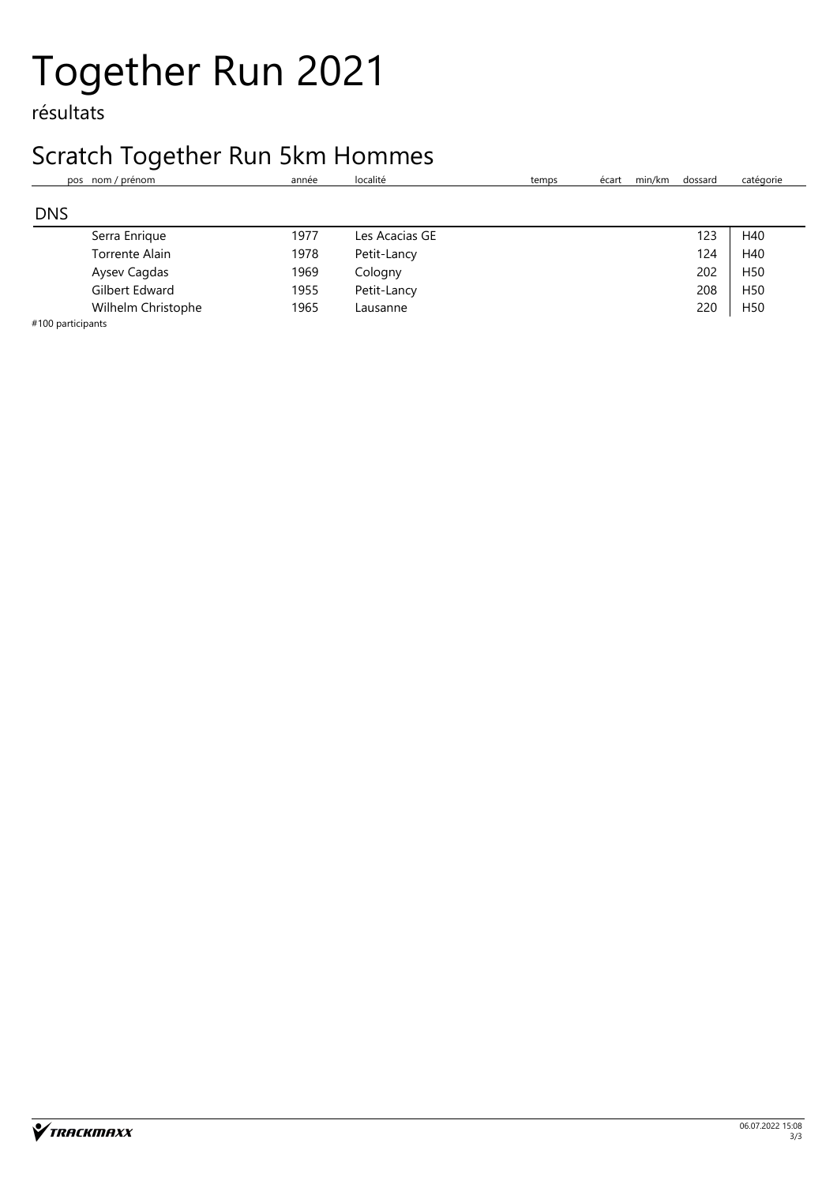# Together Run 2021

résultats

## Scratch Together Run 5km Hommes

| pos | nom / prénom | année | localité | temps | écart | min/km | dossard | catégorie |
|---|---|---|---|---|---|---|---|---|
| **DNS** | | | | | | | | |
| | Serra Enrique | 1977 | Les Acacias GE | | | | 123 | H40 |
| | Torrente Alain | 1978 | Petit-Lancy | | | | 124 | H40 |
| | Aysev Cagdas | 1969 | Cologny | | | | 202 | H50 |
| | Gilbert Edward | 1955 | Petit-Lancy | | | | 208 | H50 |
| | Wilhelm Christophe | 1965 | Lausanne | | | | 220 | H50 |

#100 participants